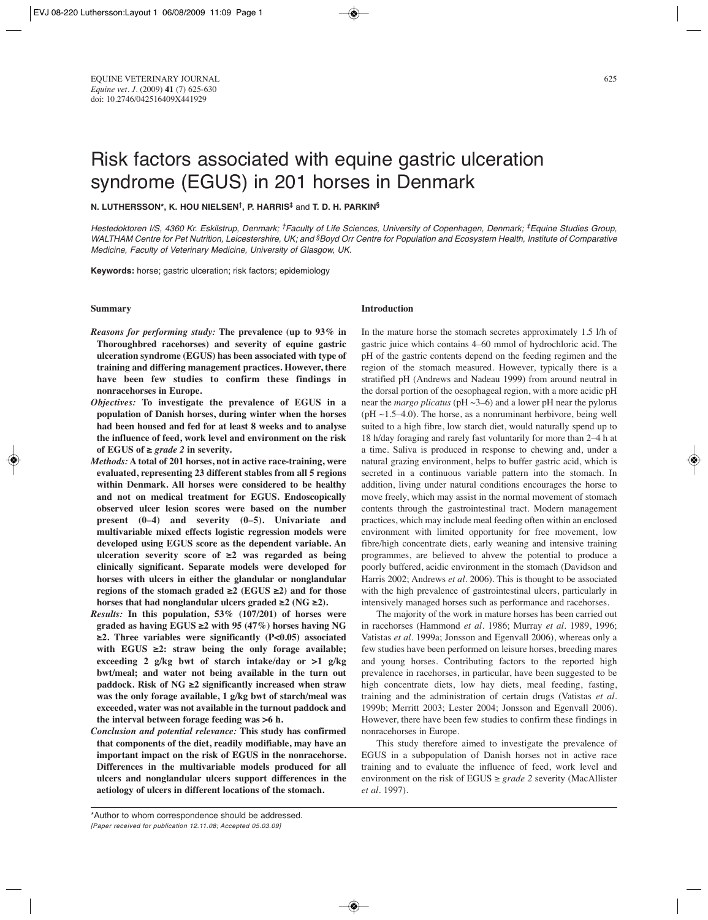# Risk factors associated with equine gastric ulceration syndrome (EGUS) in 201 horses in Denmark

**N. LUTHERSSON*, K. HOU NIELSEN†, P. HARRIS‡ and T. D. H. PARKIN§**

*Hestedoktoren I/S, 4360 Kr. Eskilstrup, Denmark; †Faculty of Life Sciences, University of Copenhagen, Denmark; ‡Equine Studies Group, WALTHAM Centre for Pet Nutrition, Leicestershire, UK; and §Boyd Orr Centre for Population and Ecosystem Health, Institute of Comparative Medicine, Faculty of Veterinary Medicine, University of Glasgow, UK.*

**Keywords:** horse; gastric ulceration; risk factors; epidemiology

## Summary

***Reasons for performing study:*** **The prevalence (up to 93% in Thoroughbred racehorses) and severity of equine gastric ulceration syndrome (EGUS) has been associated with type of training and differing management practices. However, there have been few studies to confirm these findings in nonracehorses in Europe.**

***Objectives:*** **To investigate the prevalence of EGUS in a population of Danish horses, during winter when the horses had been housed and fed for at least 8 weeks and to analyse the influence of feed, work level and environment on the risk of EGUS of ≥ *grade 2* in severity.**

***Methods:*** **A total of 201 horses, not in active race-training, were evaluated, representing 23 different stables from all 5 regions within Denmark. All horses were considered to be healthy and not on medical treatment for EGUS. Endoscopically observed ulcer lesion scores were based on the number present (0–4) and severity (0–5). Univariate and multivariable mixed effects logistic regression models were developed using EGUS score as the dependent variable. An ulceration severity score of ≥2 was regarded as being clinically significant. Separate models were developed for horses with ulcers in either the glandular or nonglandular regions of the stomach graded ≥2 (EGUS ≥2) and for those horses that had nonglandular ulcers graded ≥2 (NG ≥2).**

***Results:*** **In this population, 53% (107/201) of horses were graded as having EGUS ≥2 with 95 (47%) horses having NG ≥2. Three variables were significantly ($P<0.05$) associated with EGUS ≥2: straw being the only forage available; exceeding 2 g/kg bwt of starch intake/day or >1 g/kg bwt/meal; and water not being available in the turn out paddock. Risk of NG ≥2 significantly increased when straw was the only forage available, 1 g/kg bwt of starch/meal was exceeded, water was not available in the turnout paddock and the interval between forage feeding was >6 h.**

***Conclusion and potential relevance:*** **This study has confirmed that components of the diet, readily modifiable, may have an important impact on the risk of EGUS in the nonracehorse. Differences in the multivariable models produced for all ulcers and nonglandular ulcers support differences in the aetiology of ulcers in different locations of the stomach.**

## Introduction

In the mature horse the stomach secretes approximately 1.5 l/h of gastric juice which contains 4–60 mmol of hydrochloric acid. The pH of the gastric contents depend on the feeding regimen and the region of the stomach measured. However, typically there is a stratified pH (Andrews and Nadeau 1999) from around neutral in the dorsal portion of the oesophageal region, with a more acidic pH near the *margo plicatus* (pH ~3–6) and a lower pH near the pylorus (pH ~1.5–4.0). The horse, as a nonruminant herbivore, being well suited to a high fibre, low starch diet, would naturally spend up to 18 h/day foraging and rarely fast voluntarily for more than 2–4 h at a time. Saliva is produced in response to chewing and, under a natural grazing environment, helps to buffer gastric acid, which is secreted in a continuous variable pattern into the stomach. In addition, living under natural conditions encourages the horse to move freely, which may assist in the normal movement of stomach contents through the gastrointestinal tract. Modern management practices, which may include meal feeding often within an enclosed environment with limited opportunity for free movement, low fibre/high concentrate diets, early weaning and intensive training programmes, are believed to ahvew the potential to produce a poorly buffered, acidic environment in the stomach (Davidson and Harris 2002; Andrews *et al*. 2006). This is thought to be associated with the high prevalence of gastrointestinal ulcers, particularly in intensively managed horses such as performance and racehorses.

The majority of the work in mature horses has been carried out in racehorses (Hammond *et al*. 1986; Murray *et al*. 1989, 1996; Vatistas *et al*. 1999a; Jonsson and Egenvall 2006), whereas only a few studies have been performed on leisure horses, breeding mares and young horses. Contributing factors to the reported high prevalence in racehorses, in particular, have been suggested to be high concentrate diets, low hay diets, meal feeding, fasting, training and the administration of certain drugs (Vatistas *et al*. 1999b; Merritt 2003; Lester 2004; Jonsson and Egenvall 2006). However, there have been few studies to confirm these findings in nonracehorses in Europe.

This study therefore aimed to investigate the prevalence of EGUS in a subpopulation of Danish horses not in active race training and to evaluate the influence of feed, work level and environment on the risk of EGUS ≥ *grade 2* severity (MacAllister *et al*. 1997).

*Author to whom correspondence should be addressed.
*[Paper received for publication 12.11.08; Accepted 05.03.09]*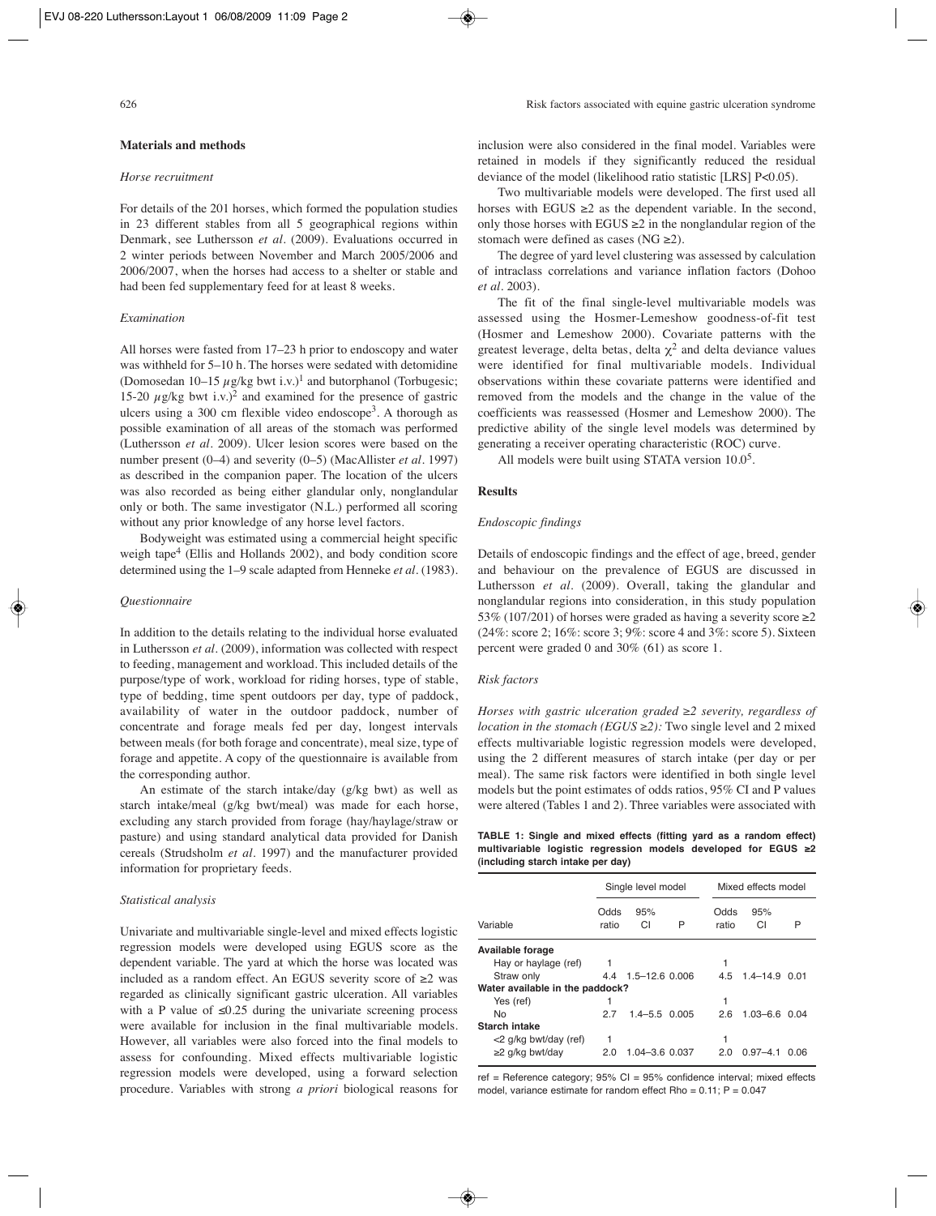## Materials and methods

### *Horse recruitment*

For details of the 201 horses, which formed the population studies in 23 different stables from all 5 geographical regions within Denmark, see Luthersson *et al*. (2009). Evaluations occurred in 2 winter periods between November and March 2005/2006 and 2006/2007, when the horses had access to a shelter or stable and had been fed supplementary feed for at least 8 weeks.

### *Examination*

All horses were fasted from 17–23 h prior to endoscopy and water was withheld for 5–10 h. The horses were sedated with detomidine (Domosedan 10–15 $\mu$g/kg bwt i.v.)[1] and butorphanol (Torbugesic; 15-20 $\mu$g/kg bwt i.v.)[2] and examined for the presence of gastric ulcers using a 300 cm flexible video endoscope[3]. A thorough as possible examination of all areas of the stomach was performed (Luthersson *et al*. 2009). Ulcer lesion scores were based on the number present (0–4) and severity (0–5) (MacAllister *et al*. 1997) as described in the companion paper. The location of the ulcers was also recorded as being either glandular only, nonglandular only or both. The same investigator (N.L.) performed all scoring without any prior knowledge of any horse level factors.

Bodyweight was estimated using a commercial height specific weigh tape[4] (Ellis and Hollands 2002), and body condition score determined using the 1–9 scale adapted from Henneke *et al*. (1983).

### *Questionnaire*

In addition to the details relating to the individual horse evaluated in Luthersson *et al*. (2009), information was collected with respect to feeding, management and workload. This included details of the purpose/type of work, workload for riding horses, type of stable, type of bedding, time spent outdoors per day, type of paddock, availability of water in the outdoor paddock, number of concentrate and forage meals fed per day, longest intervals between meals (for both forage and concentrate), meal size, type of forage and appetite. A copy of the questionnaire is available from the corresponding author.

An estimate of the starch intake/day (g/kg bwt) as well as starch intake/meal (g/kg bwt/meal) was made for each horse, excluding any starch provided from forage (hay/haylage/straw or pasture) and using standard analytical data provided for Danish cereals (Strudsholm *et al*. 1997) and the manufacturer provided information for proprietary feeds.

### *Statistical analysis*

Univariate and multivariable single-level and mixed effects logistic regression models were developed using EGUS score as the dependent variable. The yard at which the horse was located was included as a random effect. An EGUS severity score of ≥2 was regarded as clinically significant gastric ulceration. All variables with a P value of ≤0.25 during the univariate screening process were available for inclusion in the final multivariable models. However, all variables were also forced into the final models to assess for confounding. Mixed effects multivariable logistic regression models were developed, using a forward selection procedure. Variables with strong *a priori* biological reasons for inclusion were also considered in the final model. Variables were retained in models if they significantly reduced the residual deviance of the model (likelihood ratio statistic [LRS] P<0.05).

Two multivariable models were developed. The first used all horses with EGUS ≥2 as the dependent variable. In the second, only those horses with EGUS ≥2 in the nonglandular region of the stomach were defined as cases (NG ≥2).

The degree of yard level clustering was assessed by calculation of intraclass correlations and variance inflation factors (Dohoo *et al*. 2003).

The fit of the final single-level multivariable models was assessed using the Hosmer-Lemeshow goodness-of-fit test (Hosmer and Lemeshow 2000). Covariate patterns with the greatest leverage, delta betas, delta $\chi^2$ and delta deviance values were identified for final multivariable models. Individual observations within these covariate patterns were identified and removed from the models and the change in the value of the coefficients was reassessed (Hosmer and Lemeshow 2000). The predictive ability of the single level models was determined by generating a receiver operating characteristic (ROC) curve.

All models were built using STATA version 10.0[5].

## Results

### *Endoscopic findings*

Details of endoscopic findings and the effect of age, breed, gender and behaviour on the prevalence of EGUS are discussed in Luthersson *et al*. (2009). Overall, taking the glandular and nonglandular regions into consideration, in this study population 53% (107/201) of horses were graded as having a severity score ≥2 (24%: score 2; 16%: score 3; 9%: score 4 and 3%: score 5). Sixteen percent were graded 0 and 30% (61) as score 1.

### *Risk factors*

*Horses with gastric ulceration graded ≥2 severity, regardless of location in the stomach (EGUS ≥2):* Two single level and 2 mixed effects multivariable logistic regression models were developed, using the 2 different measures of starch intake (per day or per meal). The same risk factors were identified in both single level models but the point estimates of odds ratios, 95% CI and P values were altered (Tables 1 and 2). Three variables were associated with

**TABLE 1: Single and mixed effects (fitting yard as a random effect) multivariable logistic regression models developed for EGUS ≥2 (including starch intake per day)**

| | Single level model | | | Mixed effects model | | |
|---|---|---|---|---|---|---|
| Variable | Odds ratio | 95% CI | P | Odds ratio | 95% CI | P |
| **Available forage** | | | | | | |
| Hay or haylage (ref) | 1 | | | 1 | | |
| Straw only | 4.4 | 1.5–12.6 | 0.006 | 4.5 | 1.4–14.9 | 0.01 |
| **Water available in the paddock?** | | | | | | |
| Yes (ref) | 1 | | | 1 | | |
| No | 2.7 | 1.4–5.5 | 0.005 | 2.6 | 1.03–6.6 | 0.04 |
| **Starch intake** | | | | | | |
| <2 g/kg bwt/day (ref) | 1 | | | 1 | | |
| ≥2 g/kg bwt/day | 2.0 | 1.04–3.6 | 0.037 | 2.0 | 0.97–4.1 | 0.06 |

ref = Reference category; 95% CI = 95% confidence interval; mixed effects model, variance estimate for random effect Rho = 0.11; P = 0.047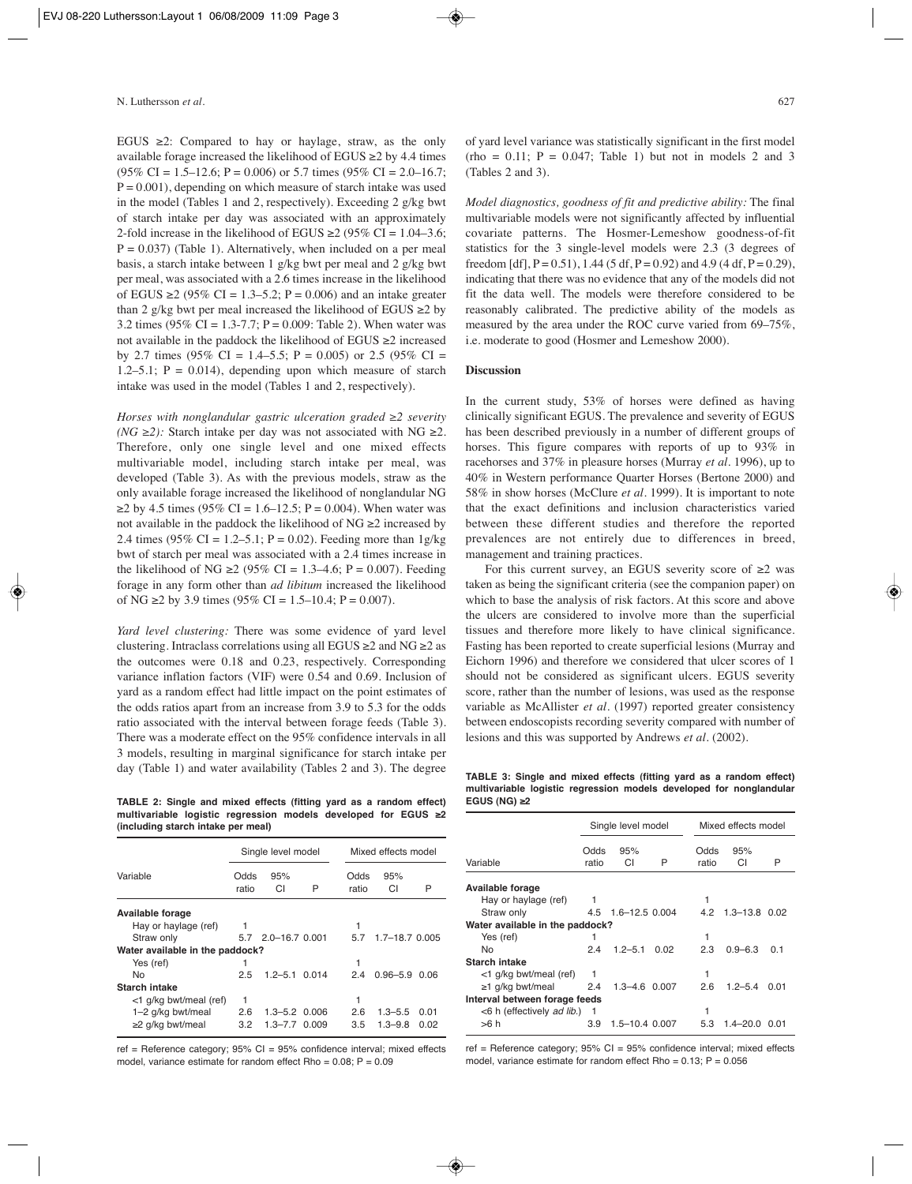EGUS ≥2: Compared to hay or haylage, straw, as the only available forage increased the likelihood of EGUS ≥2 by 4.4 times (95% CI = 1.5–12.6; P = 0.006) or 5.7 times (95% CI = 2.0–16.7; P = 0.001), depending on which measure of starch intake was used in the model (Tables 1 and 2, respectively). Exceeding 2 g/kg bwt of starch intake per day was associated with an approximately 2-fold increase in the likelihood of EGUS ≥2 (95% CI = 1.04–3.6; P = 0.037) (Table 1). Alternatively, when included on a per meal basis, a starch intake between 1 g/kg bwt per meal and 2 g/kg bwt per meal, was associated with a 2.6 times increase in the likelihood of EGUS ≥2 (95% CI = 1.3–5.2; P = 0.006) and an intake greater than 2 g/kg bwt per meal increased the likelihood of EGUS ≥2 by 3.2 times (95% CI = 1.3-7.7; P = 0.009: Table 2). When water was not available in the paddock the likelihood of EGUS ≥2 increased by 2.7 times (95% CI = 1.4–5.5; P = 0.005) or 2.5 (95% CI = 1.2–5.1; P = 0.014), depending upon which measure of starch intake was used in the model (Tables 1 and 2, respectively).

*Horses with nonglandular gastric ulceration graded ≥2 severity (NG ≥2):* Starch intake per day was not associated with NG ≥2. Therefore, only one single level and one mixed effects multivariable model, including starch intake per meal, was developed (Table 3). As with the previous models, straw as the only available forage increased the likelihood of nonglandular NG ≥2 by 4.5 times (95% CI = 1.6–12.5; P = 0.004). When water was not available in the paddock the likelihood of NG ≥2 increased by 2.4 times (95% CI = 1.2–5.1; P = 0.02). Feeding more than 1g/kg bwt of starch per meal was associated with a 2.4 times increase in the likelihood of NG ≥2 (95% CI = 1.3–4.6; P = 0.007). Feeding forage in any form other than *ad libitum* increased the likelihood of NG ≥2 by 3.9 times (95% CI = 1.5–10.4; P = 0.007).

*Yard level clustering:* There was some evidence of yard level clustering. Intraclass correlations using all EGUS ≥2 and NG ≥2 as the outcomes were 0.18 and 0.23, respectively. Corresponding variance inflation factors (VIF) were 0.54 and 0.69. Inclusion of yard as a random effect had little impact on the point estimates of the odds ratios apart from an increase from 3.9 to 5.3 for the odds ratio associated with the interval between forage feeds (Table 3). There was a moderate effect on the 95% confidence intervals in all 3 models, resulting in marginal significance for starch intake per day (Table 1) and water availability (Tables 2 and 3). The degree of yard level variance was statistically significant in the first model (rho = 0.11; P = 0.047; Table 1) but not in models 2 and 3 (Tables 2 and 3).

*Model diagnostics, goodness of fit and predictive ability:* The final multivariable models were not significantly affected by influential covariate patterns. The Hosmer-Lemeshow goodness-of-fit statistics for the 3 single-level models were 2.3 (3 degrees of freedom [df], P = 0.51), 1.44 (5 df, P = 0.92) and 4.9 (4 df, P = 0.29), indicating that there was no evidence that any of the models did not fit the data well. The models were therefore considered to be reasonably calibrated. The predictive ability of the models as measured by the area under the ROC curve varied from 69–75%, i.e. moderate to good (Hosmer and Lemeshow 2000).

**TABLE 2: Single and mixed effects (fitting yard as a random effect) multivariable logistic regression models developed for EGUS ≥2 (including starch intake per meal)**

| Variable | Single level model | | | Mixed effects model | | |
|---|---|---|---|---|---|---|
| | Odds ratio | 95% CI | P | Odds ratio | 95% CI | P |
| **Available forage** | | | | | | |
| Hay or haylage (ref) | 1 | | | 1 | | |
| Straw only | 5.7 | 2.0–16.7 | 0.001 | 5.7 | 1.7–18.7 | 0.005 |
| **Water available in the paddock?** | | | | | | |
| Yes (ref) | 1 | | | 1 | | |
| No | 2.5 | 1.2–5.1 | 0.014 | 2.4 | 0.96–5.9 | 0.06 |
| **Starch intake** | | | | | | |
| <1 g/kg bwt/meal (ref) | 1 | | | 1 | | |
| 1–2 g/kg bwt/meal | 2.6 | 1.3–5.2 | 0.006 | 2.6 | 1.3–5.5 | 0.01 |
| ≥2 g/kg bwt/meal | 3.2 | 1.3–7.7 | 0.009 | 3.5 | 1.3–9.8 | 0.02 |

ref = Reference category; 95% CI = 95% confidence interval; mixed effects model, variance estimate for random effect Rho = 0.08; P = 0.09

## Discussion

In the current study, 53% of horses were defined as having clinically significant EGUS. The prevalence and severity of EGUS has been described previously in a number of different groups of horses. This figure compares with reports of up to 93% in racehorses and 37% in pleasure horses (Murray *et al*. 1996), up to 40% in Western performance Quarter Horses (Bertone 2000) and 58% in show horses (McClure *et al*. 1999). It is important to note that the exact definitions and inclusion characteristics varied between these different studies and therefore the reported prevalences are not entirely due to differences in breed, management and training practices.

For this current survey, an EGUS severity score of ≥2 was taken as being the significant criteria (see the companion paper) on which to base the analysis of risk factors. At this score and above the ulcers are considered to involve more than the superficial tissues and therefore more likely to have clinical significance. Fasting has been reported to create superficial lesions (Murray and Eichorn 1996) and therefore we considered that ulcer scores of 1 should not be considered as significant ulcers. EGUS severity score, rather than the number of lesions, was used as the response variable as McAllister *et al*. (1997) reported greater consistency between endoscopists recording severity compared with number of lesions and this was supported by Andrews *et al*. (2002).

**TABLE 3: Single and mixed effects (fitting yard as a random effect) multivariable logistic regression models developed for nonglandular EGUS (NG) ≥2**

| Variable | Single level model | | | Mixed effects model | | |
|---|---|---|---|---|---|---|
| | Odds ratio | 95% CI | P | Odds ratio | 95% CI | P |
| **Available forage** | | | | | | |
| Hay or haylage (ref) | 1 | | | 1 | | |
| Straw only | 4.5 | 1.6–12.5 | 0.004 | 4.2 | 1.3–13.8 | 0.02 |
| **Water available in the paddock?** | | | | | | |
| Yes (ref) | 1 | | | 1 | | |
| No | 2.4 | 1.2–5.1 | 0.02 | 2.3 | 0.9–6.3 | 0.1 |
| **Starch intake** | | | | | | |
| <1 g/kg bwt/meal (ref) | 1 | | | 1 | | |
| ≥1 g/kg bwt/meal | 2.4 | 1.3–4.6 | 0.007 | 2.6 | 1.2–5.4 | 0.01 |
| **Interval between forage feeds** | | | | | | |
| <6 h (effectively *ad lib.*) | 1 | | | 1 | | |
| >6 h | 3.9 | 1.5–10.4 | 0.007 | 5.3 | 1.4–20.0 | 0.01 |

ref = Reference category; 95% CI = 95% confidence interval; mixed effects model, variance estimate for random effect Rho = 0.13; P = 0.056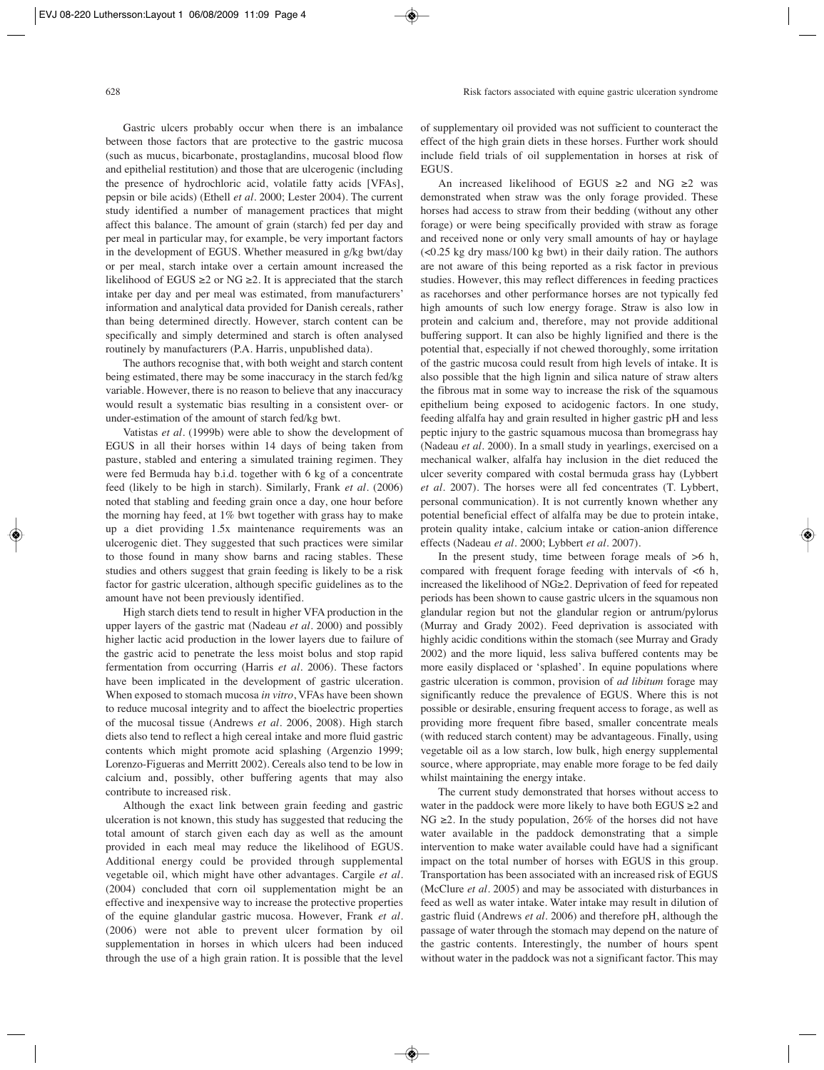Gastric ulcers probably occur when there is an imbalance between those factors that are protective to the gastric mucosa (such as mucus, bicarbonate, prostaglandins, mucosal blood flow and epithelial restitution) and those that are ulcerogenic (including the presence of hydrochloric acid, volatile fatty acids [VFAs], pepsin or bile acids) (Ethell *et al.* 2000; Lester 2004). The current study identified a number of management practices that might affect this balance. The amount of grain (starch) fed per day and per meal in particular may, for example, be very important factors in the development of EGUS. Whether measured in g/kg bwt/day or per meal, starch intake over a certain amount increased the likelihood of EGUS ≥2 or NG ≥2. It is appreciated that the starch intake per day and per meal was estimated, from manufacturers' information and analytical data provided for Danish cereals, rather than being determined directly. However, starch content can be specifically and simply determined and starch is often analysed routinely by manufacturers (P.A. Harris, unpublished data).

The authors recognise that, with both weight and starch content being estimated, there may be some inaccuracy in the starch fed/kg variable. However, there is no reason to believe that any inaccuracy would result a systematic bias resulting in a consistent over- or under-estimation of the amount of starch fed/kg bwt.

Vatistas *et al.* (1999b) were able to show the development of EGUS in all their horses within 14 days of being taken from pasture, stabled and entering a simulated training regimen. They were fed Bermuda hay b.i.d. together with 6 kg of a concentrate feed (likely to be high in starch). Similarly, Frank *et al.* (2006) noted that stabling and feeding grain once a day, one hour before the morning hay feed, at 1% bwt together with grass hay to make up a diet providing 1.5x maintenance requirements was an ulcerogenic diet. They suggested that such practices were similar to those found in many show barns and racing stables. These studies and others suggest that grain feeding is likely to be a risk factor for gastric ulceration, although specific guidelines as to the amount have not been previously identified.

High starch diets tend to result in higher VFA production in the upper layers of the gastric mat (Nadeau *et al.* 2000) and possibly higher lactic acid production in the lower layers due to failure of the gastric acid to penetrate the less moist bolus and stop rapid fermentation from occurring (Harris *et al.* 2006). These factors have been implicated in the development of gastric ulceration. When exposed to stomach mucosa *in vitro*, VFAs have been shown to reduce mucosal integrity and to affect the bioelectric properties of the mucosal tissue (Andrews *et al.* 2006, 2008). High starch diets also tend to reflect a high cereal intake and more fluid gastric contents which might promote acid splashing (Argenzio 1999; Lorenzo-Figueras and Merritt 2002). Cereals also tend to be low in calcium and, possibly, other buffering agents that may also contribute to increased risk.

Although the exact link between grain feeding and gastric ulceration is not known, this study has suggested that reducing the total amount of starch given each day as well as the amount provided in each meal may reduce the likelihood of EGUS. Additional energy could be provided through supplemental vegetable oil, which might have other advantages. Cargile *et al.* (2004) concluded that corn oil supplementation might be an effective and inexpensive way to increase the protective properties of the equine glandular gastric mucosa. However, Frank *et al.* (2006) were not able to prevent ulcer formation by oil supplementation in horses in which ulcers had been induced through the use of a high grain ration. It is possible that the level of supplementary oil provided was not sufficient to counteract the effect of the high grain diets in these horses. Further work should include field trials of oil supplementation in horses at risk of EGUS.

An increased likelihood of EGUS ≥2 and NG ≥2 was demonstrated when straw was the only forage provided. These horses had access to straw from their bedding (without any other forage) or were being specifically provided with straw as forage and received none or only very small amounts of hay or haylage (<0.25 kg dry mass/100 kg bwt) in their daily ration. The authors are not aware of this being reported as a risk factor in previous studies. However, this may reflect differences in feeding practices as racehorses and other performance horses are not typically fed high amounts of such low energy forage. Straw is also low in protein and calcium and, therefore, may not provide additional buffering support. It can also be highly lignified and there is the potential that, especially if not chewed thoroughly, some irritation of the gastric mucosa could result from high levels of intake. It is also possible that the high lignin and silica nature of straw alters the fibrous mat in some way to increase the risk of the squamous epithelium being exposed to acidogenic factors. In one study, feeding alfalfa hay and grain resulted in higher gastric pH and less peptic injury to the gastric squamous mucosa than bromegrass hay (Nadeau *et al.* 2000). In a small study in yearlings, exercised on a mechanical walker, alfalfa hay inclusion in the diet reduced the ulcer severity compared with costal bermuda grass hay (Lybbert *et al.* 2007). The horses were all fed concentrates (T. Lybbert, personal communication). It is not currently known whether any potential beneficial effect of alfalfa may be due to protein intake, protein quality intake, calcium intake or cation-anion difference effects (Nadeau *et al.* 2000; Lybbert *et al.* 2007).

In the present study, time between forage meals of >6 h, compared with frequent forage feeding with intervals of <6 h, increased the likelihood of NG≥2. Deprivation of feed for repeated periods has been shown to cause gastric ulcers in the squamous non glandular region but not the glandular region or antrum/pylorus (Murray and Grady 2002). Feed deprivation is associated with highly acidic conditions within the stomach (see Murray and Grady 2002) and the more liquid, less saliva buffered contents may be more easily displaced or 'splashed'. In equine populations where gastric ulceration is common, provision of *ad libitum* forage may significantly reduce the prevalence of EGUS. Where this is not possible or desirable, ensuring frequent access to forage, as well as providing more frequent fibre based, smaller concentrate meals (with reduced starch content) may be advantageous. Finally, using vegetable oil as a low starch, low bulk, high energy supplemental source, where appropriate, may enable more forage to be fed daily whilst maintaining the energy intake.

The current study demonstrated that horses without access to water in the paddock were more likely to have both EGUS ≥2 and NG ≥2. In the study population, 26% of the horses did not have water available in the paddock demonstrating that a simple intervention to make water available could have had a significant impact on the total number of horses with EGUS in this group. Transportation has been associated with an increased risk of EGUS (McClure *et al.* 2005) and may be associated with disturbances in feed as well as water intake. Water intake may result in dilution of gastric fluid (Andrews *et al.* 2006) and therefore pH, although the passage of water through the stomach may depend on the nature of the gastric contents. Interestingly, the number of hours spent without water in the paddock was not a significant factor. This may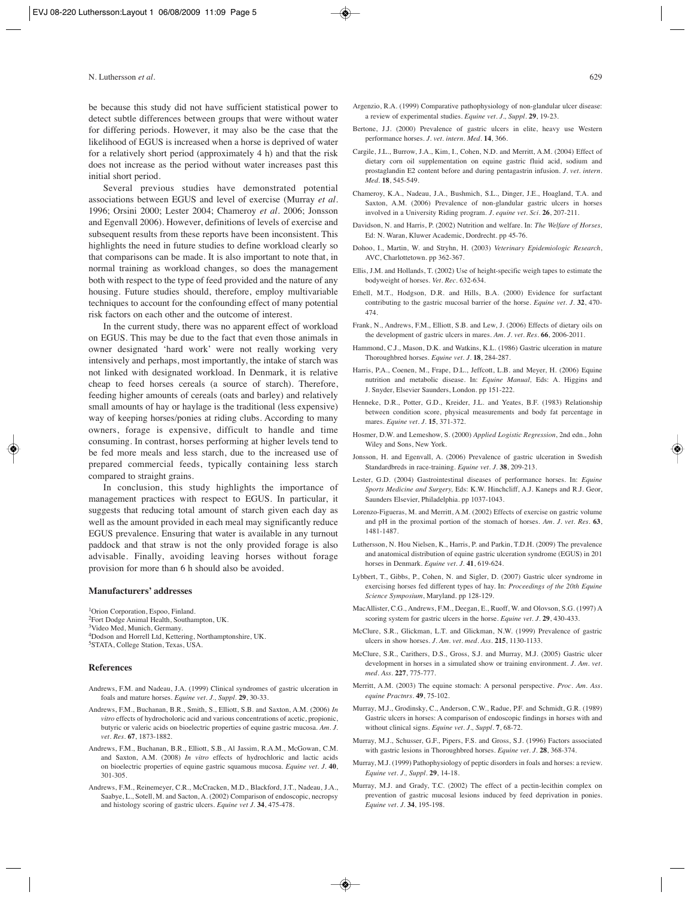be because this study did not have sufficient statistical power to detect subtle differences between groups that were without water for differing periods. However, it may also be the case that the likelihood of EGUS is increased when a horse is deprived of water for a relatively short period (approximately 4 h) and that the risk does not increase as the period without water increases past this initial short period.

Several previous studies have demonstrated potential associations between EGUS and level of exercise (Murray *et al.* 1996; Orsini 2000; Lester 2004; Chameroy *et al.* 2006; Jonsson and Egenvall 2006). However, definitions of levels of exercise and subsequent results from these reports have been inconsistent. This highlights the need in future studies to define workload clearly so that comparisons can be made. It is also important to note that, in normal training as workload changes, so does the management both with respect to the type of feed provided and the nature of any housing. Future studies should, therefore, employ multivariable techniques to account for the confounding effect of many potential risk factors on each other and the outcome of interest.

In the current study, there was no apparent effect of workload on EGUS. This may be due to the fact that even those animals in owner designated 'hard work' were not really working very intensively and perhaps, most importantly, the intake of starch was not linked with designated workload. In Denmark, it is relative cheap to feed horses cereals (a source of starch). Therefore, feeding higher amounts of cereals (oats and barley) and relatively small amounts of hay or haylage is the traditional (less expensive) way of keeping horses/ponies at riding clubs. According to many owners, forage is expensive, difficult to handle and time consuming. In contrast, horses performing at higher levels tend to be fed more meals and less starch, due to the increased use of prepared commercial feeds, typically containing less starch compared to straight grains.

In conclusion, this study highlights the importance of management practices with respect to EGUS. In particular, it suggests that reducing total amount of starch given each day as well as the amount provided in each meal may significantly reduce EGUS prevalence. Ensuring that water is available in any turnout paddock and that straw is not the only provided forage is also advisable. Finally, avoiding leaving horses without forage provision for more than 6 h should also be avoided.

## Manufacturers' addresses

[1]Orion Corporation, Espoo, Finland.
[2]Fort Dodge Animal Health, Southampton, UK.
[3]Video Med, Munich, Germany.
[4]Dodson and Horrell Ltd, Kettering, Northamptonshire, UK.
[5]STATA, College Station, Texas, USA.

## References

Andrews, F.M. and Nadeau, J.A. (1999) Clinical syndromes of gastric ulceration in foals and mature horses. *Equine vet. J., Suppl.* **29**, 30-33.

Andrews, F.M., Buchanan, B.R., Smith, S., Elliott, S.B. and Saxton, A.M. (2006) *In vitro* effects of hydrocholoric acid and various concentrations of acetic, propionic, butyric or valeric acids on bioelectric properties of equine gastric mucosa. *Am. J. vet. Res.* **67**, 1873-1882.

Andrews, F.M., Buchanan, B.R., Elliott, S.B., Al Jassim, R.A.M., McGowan, C.M. and Saxton, A.M. (2008) *In vitro* effects of hydrochloric and lactic acids on bioelectric properties of equine gastric squamous mucosa. *Equine vet. J.* **40**, 301-305.

Andrews, F.M., Reinemeyer, C.R., McCracken, M.D., Blackford, J.T., Nadeau, J.A., Saabye, L., Sotell, M. and Sacton, A. (2002) Comparison of endoscopic, necropsy and histology scoring of gastric ulcers. *Equine vet J.* **34**, 475-478.

Argenzio, R.A. (1999) Comparative pathophysiology of non-glandular ulcer disease: a review of experimental studies. *Equine vet. J., Suppl.* **29**, 19-23.

Bertone, J.J. (2000) Prevalence of gastric ulcers in elite, heavy use Western performance horses. *J. vet. intern. Med.* **14**, 366.

Cargile, J.L., Burrow, J.A., Kim, I., Cohen, N.D. and Merritt, A.M. (2004) Effect of dietary corn oil supplementation on equine gastric fluid acid, sodium and prostaglandin E2 content before and during pentagastrin infusion. *J. vet. intern. Med.* **18**, 545-549.

Chameroy, K.A., Nadeau, J.A., Bushmich, S.L., Dinger, J.E., Hoagland, T.A. and Saxton, A.M. (2006) Prevalence of non-glandular gastric ulcers in horses involved in a University Riding program. *J. equine vet. Sci.* **26**, 207-211.

Davidson, N. and Harris, P. (2002) Nutrition and welfare. In: *The Welfare of Horses,* Ed: N. Waran, Kluwer Academic, Dordrecht. pp 45-76.

Dohoo, I., Martin, W. and Stryhn, H. (2003) *Veterinary Epidemiologic Research*, AVC, Charlottetown. pp 362-367.

Ellis, J.M. and Hollands, T. (2002) Use of height-specific weigh tapes to estimate the bodyweight of horses. *Vet. Rec.* 632-634.

Ethell, M.T., Hodgson, D.R. and Hills, B.A. (2000) Evidence for surfactant contributing to the gastric mucosal barrier of the horse. *Equine vet. J.* **32**, 470-474.

Frank, N., Andrews, F.M., Elliott, S.B. and Lew, J. (2006) Effects of dietary oils on the development of gastric ulcers in mares. *Am. J. vet. Res.* **66**, 2006-2011.

Hammond, C.J., Mason, D.K. and Watkins, K.L. (1986) Gastric ulceration in mature Thoroughbred horses. *Equine vet. J.* **18**, 284-287.

Harris, P.A., Coenen, M., Frape, D.L., Jeffcott, L.B. and Meyer, H. (2006) Equine nutrition and metabolic disease. In: *Equine Manual,* Eds: A. Higgins and J. Snyder, Elsevier Saunders, London. pp 151-222.

Henneke, D.R., Potter, G.D., Kreider, J.L. and Yeates, B.F. (1983) Relationship between condition score, physical measurements and body fat percentage in mares. *Equine vet. J.* **15**, 371-372.

Hosmer, D.W. and Lemeshow, S. (2000) *Applied Logistic Regression*, 2nd edn., John Wiley and Sons, New York.

Jonsson, H. and Egenvall, A. (2006) Prevalence of gastric ulceration in Swedish Standardbreds in race-training. *Equine vet. J.* **38**, 209-213.

Lester, G.D. (2004) Gastrointestinal diseases of performance horses. In: *Equine Sports Medicine and Surgery,* Eds: K.W. Hinchcliff, A.J. Kaneps and R.J. Geor, Saunders Elsevier, Philadelphia. pp 1037-1043.

Lorenzo-Figueras, M. and Merritt, A.M. (2002) Effects of exercise on gastric volume and pH in the proximal portion of the stomach of horses. *Am. J. vet. Res.* **63**, 1481-1487.

Luthersson, N. Hou Nielsen, K., Harris, P. and Parkin, T.D.H. (2009) The prevalence and anatomical distribution of equine gastric ulceration syndrome (EGUS) in 201 horses in Denmark. *Equine vet. J.* **41**, 619-624.

Lybbert, T., Gibbs, P., Cohen, N. and Sigler, D. (2007) Gastric ulcer syndrome in exercising horses fed different types of hay. In: *Proceedings of the 20th Equine Science Symposium*, Maryland. pp 128-129.

MacAllister, C.G., Andrews, F.M., Deegan, E., Ruoff, W. and Olovson, S.G. (1997) A scoring system for gastric ulcers in the horse. *Equine vet. J.* **29**, 430-433.

McClure, S.R., Glickman, L.T. and Glickman, N.W. (1999) Prevalence of gastric ulcers in show horses. *J. Am. vet. med. Ass.* **215**, 1130-1133.

McClure, S.R., Carithers, D.S., Gross, S.J. and Murray, M.J. (2005) Gastric ulcer development in horses in a simulated show or training environment. *J. Am. vet. med. Ass.* **227**, 775-777.

Merritt, A.M. (2003) The equine stomach: A personal perspective. *Proc. Am. Ass. equine Practnrs.* **49**, 75-102.

Murray, M.J., Grodinsky, C., Anderson, C.W., Radue, P.F. and Schmidt, G.R. (1989) Gastric ulcers in horses: A comparison of endoscopic findings in horses with and without clinical signs. *Equine vet. J., Suppl.* **7**, 68-72.

Murray, M.J., Schusser, G.F., Pipers, F.S. and Gross, S.J. (1996) Factors associated with gastric lesions in Thoroughbred horses. *Equine vet. J.* **28**, 368-374.

Murray, M.J. (1999) Pathophysiology of peptic disorders in foals and horses: a review. *Equine vet. J., Suppl.* **29**, 14-18.

Murray, M.J. and Grady, T.C. (2002) The effect of a pectin-lecithin complex on prevention of gastric mucosal lesions induced by feed deprivation in ponies. *Equine vet. J.* **34**, 195-198.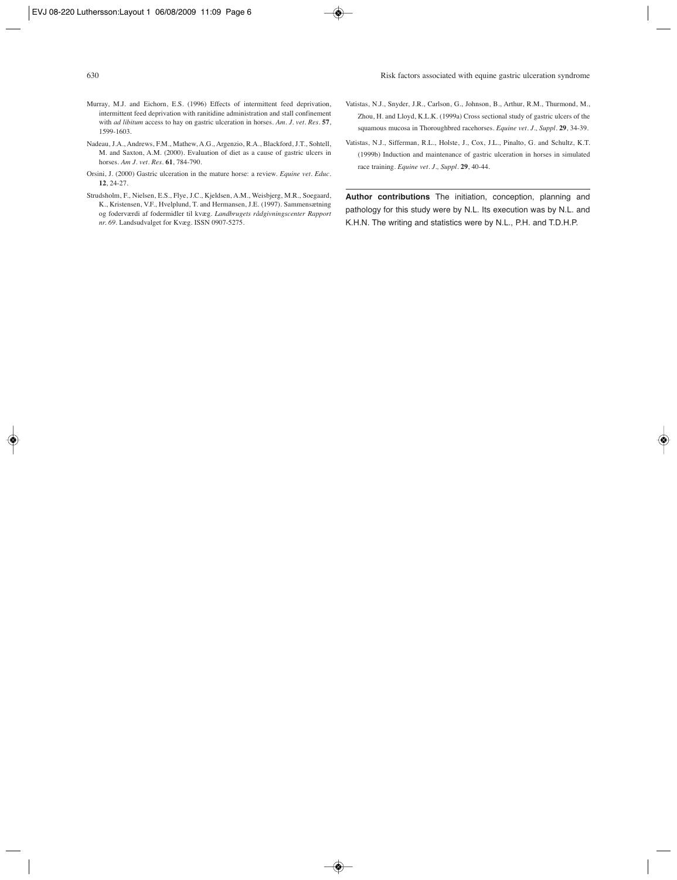Murray, M.J. and Eichorn, E.S. (1996) Effects of intermittent feed deprivation, intermittent feed deprivation with ranitidine administration and stall confinement with *ad libitum* access to hay on gastric ulceration in horses. *Am. J. vet. Res.* **57**, 1599-1603.

Nadeau, J.A., Andrews, F.M., Mathew, A.G., Argenzio, R.A., Blackford, J.T., Sohtell, M. and Saxton, A.M. (2000). Evaluation of diet as a cause of gastric ulcers in horses. *Am J. vet. Res.* **61**, 784-790.

Orsini, J. (2000) Gastric ulceration in the mature horse: a review. *Equine vet. Educ.* **12**, 24-27.

Strudsholm, F., Nielsen, E.S., Flye, J.C., Kjeldsen, A.M., Weisbjerg, M.R., Soegaard, K., Kristensen, V.F., Hvelplund, T. and Hermansen, J.E. (1997). Sammensætning og foderværdi af fodermidler til kvæg. *Landbrugets rådgivningscenter Rapport nr. 69*. Landsudvalget for Kvæg. ISSN 0907-5275.

Vatistas, N.J., Snyder, J.R., Carlson, G., Johnson, B., Arthur, R.M., Thurmond, M., Zhou, H. and Lloyd, K.L.K. (1999a) Cross sectional study of gastric ulcers of the squamous mucosa in Thoroughbred racehorses. *Equine vet. J., Suppl.* **29**, 34-39.

Vatistas, N.J., Sifferman, R.L., Holste, J., Cox, J.L., Pinalto, G. and Schultz, K.T. (1999b) Induction and maintenance of gastric ulceration in horses in simulated race training. *Equine vet. J., Suppl.* **29**, 40-44.

**Author contributions** The initiation, conception, planning and pathology for this study were by N.L. Its execution was by N.L. and K.H.N. The writing and statistics were by N.L., P.H. and T.D.H.P.